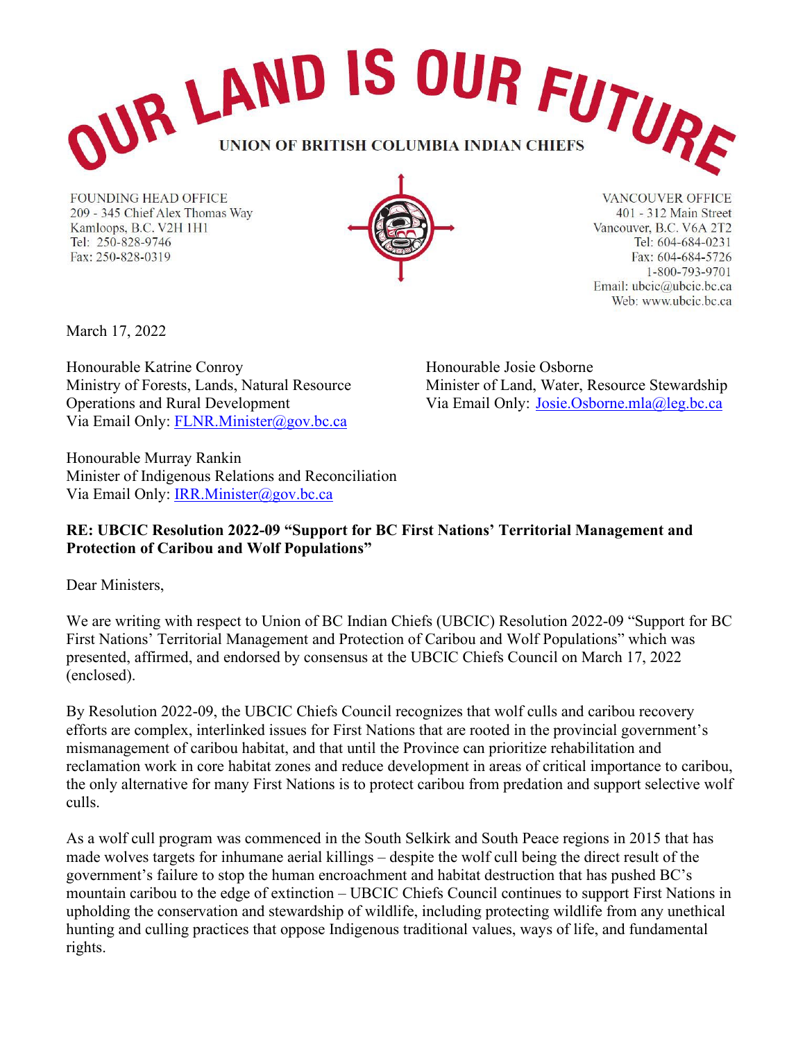# OUR LAND IS OUR FUTURE

**UNION OF BRITISH COLUMBIA INDIAN CHIEFS**

FOUNDING HEAD OFFICE
209 - 345 Chief Alex Thomas Way
Kamloops, B.C. V2H 1H1
Tel: 250-828-9746
Fax: 250-828-0319

VANCOUVER OFFICE
401 - 312 Main Street
Vancouver, B.C. V6A 2T2
Tel: 604-684-0231
Fax: 604-684-5726
1-800-793-9701
Email: ubcic@ubcic.bc.ca
Web: www.ubcic.bc.ca

March 17, 2022

Honourable Katrine Conroy
Ministry of Forests, Lands, Natural Resource Operations and Rural Development
Via Email Only: FLNR.Minister@gov.bc.ca

Honourable Josie Osborne
Minister of Land, Water, Resource Stewardship
Via Email Only: Josie.Osborne.mla@leg.bc.ca

Honourable Murray Rankin
Minister of Indigenous Relations and Reconciliation
Via Email Only: IRR.Minister@gov.bc.ca

**RE: UBCIC Resolution 2022-09 "Support for BC First Nations' Territorial Management and Protection of Caribou and Wolf Populations"**

Dear Ministers,

We are writing with respect to Union of BC Indian Chiefs (UBCIC) Resolution 2022-09 "Support for BC First Nations' Territorial Management and Protection of Caribou and Wolf Populations" which was presented, affirmed, and endorsed by consensus at the UBCIC Chiefs Council on March 17, 2022 (enclosed).

By Resolution 2022-09, the UBCIC Chiefs Council recognizes that wolf culls and caribou recovery efforts are complex, interlinked issues for First Nations that are rooted in the provincial government's mismanagement of caribou habitat, and that until the Province can prioritize rehabilitation and reclamation work in core habitat zones and reduce development in areas of critical importance to caribou, the only alternative for many First Nations is to protect caribou from predation and support selective wolf culls.

As a wolf cull program was commenced in the South Selkirk and South Peace regions in 2015 that has made wolves targets for inhumane aerial killings – despite the wolf cull being the direct result of the government's failure to stop the human encroachment and habitat destruction that has pushed BC's mountain caribou to the edge of extinction – UBCIC Chiefs Council continues to support First Nations in upholding the conservation and stewardship of wildlife, including protecting wildlife from any unethical hunting and culling practices that oppose Indigenous traditional values, ways of life, and fundamental rights.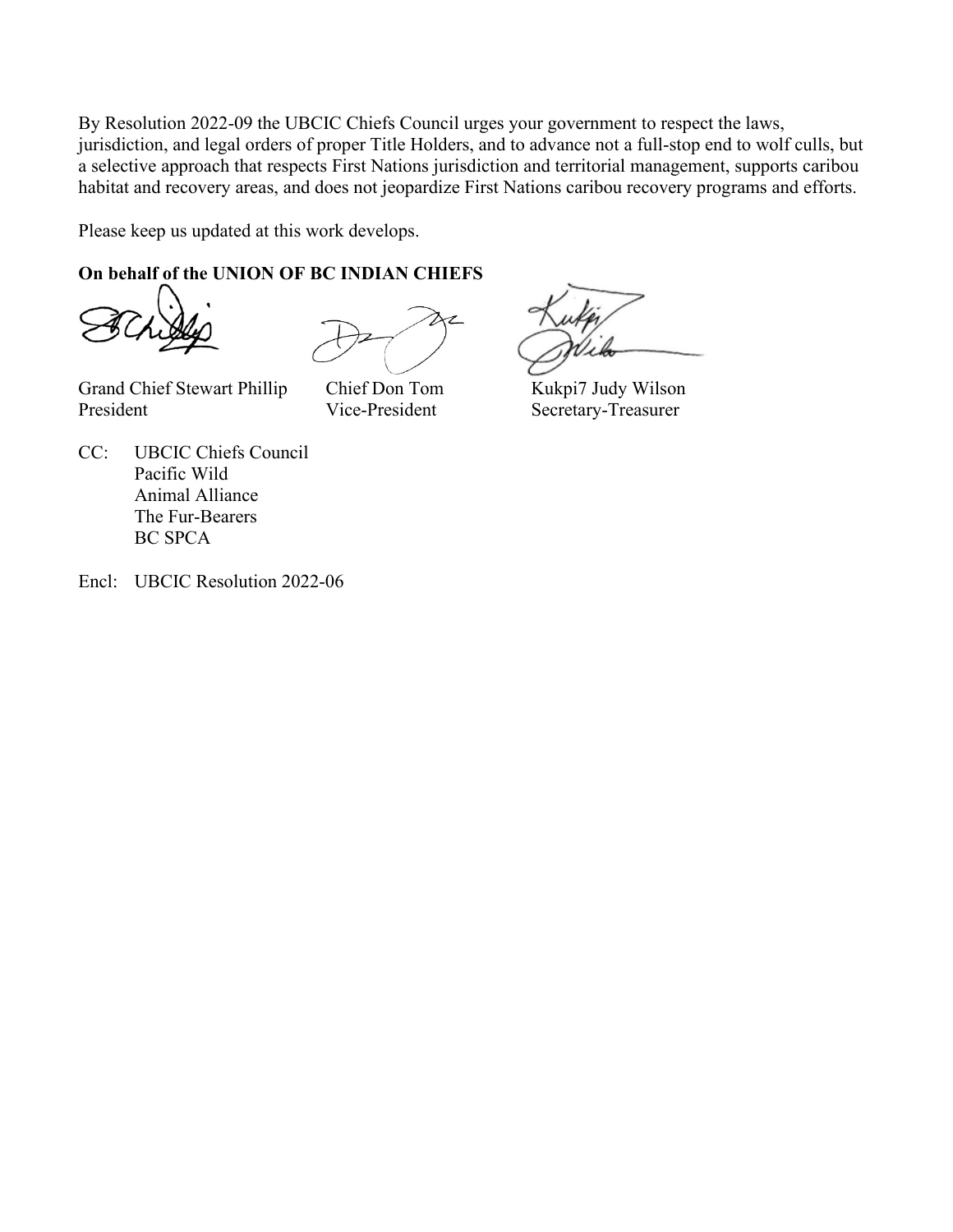By Resolution 2022-09 the UBCIC Chiefs Council urges your government to respect the laws, jurisdiction, and legal orders of proper Title Holders, and to advance not a full-stop end to wolf culls, but a selective approach that respects First Nations jurisdiction and territorial management, supports caribou habitat and recovery areas, and does not jeopardize First Nations caribou recovery programs and efforts.

Please keep us updated at this work develops.

**On behalf of the UNION OF BC INDIAN CHIEFS**

| | | |
|---|---|---|
| Grand Chief Stewart Phillip | Chief Don Tom | Kukpi7 Judy Wilson |
| President | Vice-President | Secretary-Treasurer |

CC: UBCIC Chiefs Council
Pacific Wild
Animal Alliance
The Fur-Bearers
BC SPCA

Encl: UBCIC Resolution 2022-06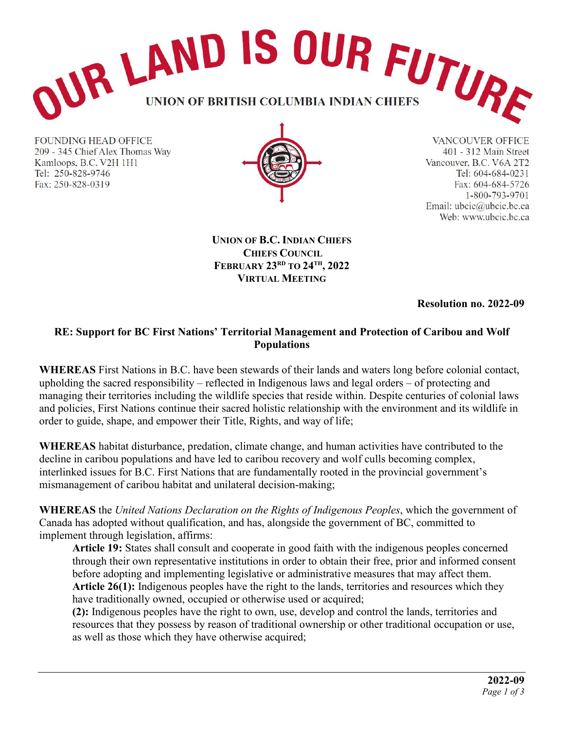# OUR LAND IS OUR FUTURE

**UNION OF BRITISH COLUMBIA INDIAN CHIEFS**

FOUNDING HEAD OFFICE
209 - 345 Chief Alex Thomas Way
Kamloops, B.C. V2H 1H1
Tel: 250-828-9746
Fax: 250-828-0319

VANCOUVER OFFICE
401 - 312 Main Street
Vancouver, B.C. V6A 2T2
Tel: 604-684-0231
Fax: 604-684-5726
1-800-793-9701
Email: ubcic@ubcic.bc.ca
Web: www.ubcic.bc.ca

**UNION OF B.C. INDIAN CHIEFS**
**CHIEFS COUNCIL**
**FEBRUARY 23RD TO 24TH, 2022**
**VIRTUAL MEETING**

**Resolution no. 2022-09**

## RE: Support for BC First Nations' Territorial Management and Protection of Caribou and Wolf Populations

**WHEREAS** First Nations in B.C. have been stewards of their lands and waters long before colonial contact, upholding the sacred responsibility – reflected in Indigenous laws and legal orders – of protecting and managing their territories including the wildlife species that reside within. Despite centuries of colonial laws and policies, First Nations continue their sacred holistic relationship with the environment and its wildlife in order to guide, shape, and empower their Title, Rights, and way of life;

**WHEREAS** habitat disturbance, predation, climate change, and human activities have contributed to the decline in caribou populations and have led to caribou recovery and wolf culls becoming complex, interlinked issues for B.C. First Nations that are fundamentally rooted in the provincial government's mismanagement of caribou habitat and unilateral decision-making;

**WHEREAS** the *United Nations Declaration on the Rights of Indigenous Peoples*, which the government of Canada has adopted without qualification, and has, alongside the government of BC, committed to implement through legislation, affirms:

> **Article 19:** States shall consult and cooperate in good faith with the indigenous peoples concerned through their own representative institutions in order to obtain their free, prior and informed consent before adopting and implementing legislative or administrative measures that may affect them.
> **Article 26(1):** Indigenous peoples have the right to the lands, territories and resources which they have traditionally owned, occupied or otherwise used or acquired;
> **(2):** Indigenous peoples have the right to own, use, develop and control the lands, territories and resources that they possess by reason of traditional ownership or other traditional occupation or use, as well as those which they have otherwise acquired;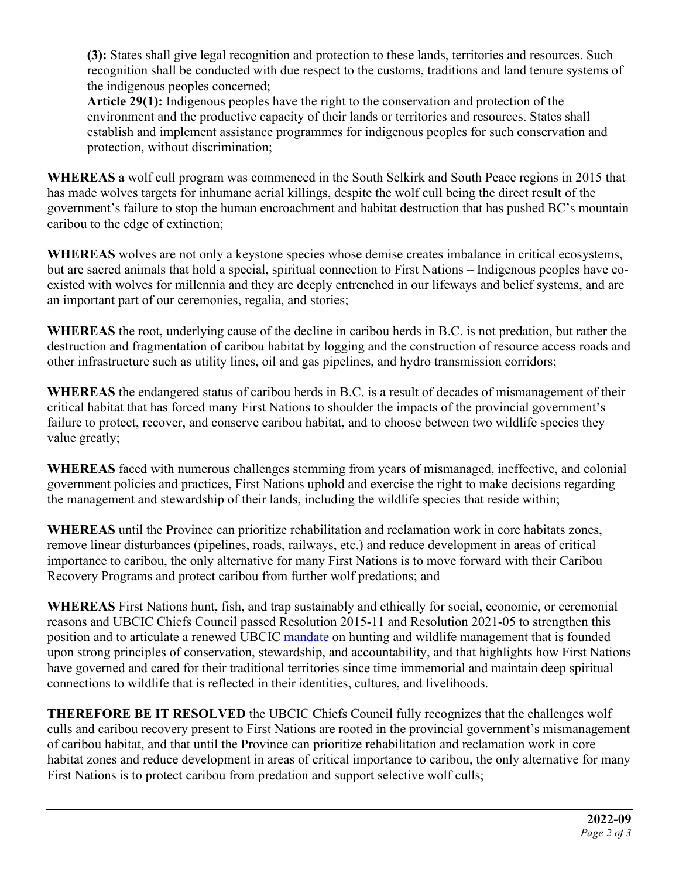**(3):** States shall give legal recognition and protection to these lands, territories and resources. Such recognition shall be conducted with due respect to the customs, traditions and land tenure systems of the indigenous peoples concerned;
**Article 29(1):** Indigenous peoples have the right to the conservation and protection of the environment and the productive capacity of their lands or territories and resources. States shall establish and implement assistance programmes for indigenous peoples for such conservation and protection, without discrimination;

**WHEREAS** a wolf cull program was commenced in the South Selkirk and South Peace regions in 2015 that has made wolves targets for inhumane aerial killings, despite the wolf cull being the direct result of the government's failure to stop the human encroachment and habitat destruction that has pushed BC's mountain caribou to the edge of extinction;

**WHEREAS** wolves are not only a keystone species whose demise creates imbalance in critical ecosystems, but are sacred animals that hold a special, spiritual connection to First Nations – Indigenous peoples have co-existed with wolves for millennia and they are deeply entrenched in our lifeways and belief systems, and are an important part of our ceremonies, regalia, and stories;

**WHEREAS** the root, underlying cause of the decline in caribou herds in B.C. is not predation, but rather the destruction and fragmentation of caribou habitat by logging and the construction of resource access roads and other infrastructure such as utility lines, oil and gas pipelines, and hydro transmission corridors;

**WHEREAS** the endangered status of caribou herds in B.C. is a result of decades of mismanagement of their critical habitat that has forced many First Nations to shoulder the impacts of the provincial government's failure to protect, recover, and conserve caribou habitat, and to choose between two wildlife species they value greatly;

**WHEREAS** faced with numerous challenges stemming from years of mismanaged, ineffective, and colonial government policies and practices, First Nations uphold and exercise the right to make decisions regarding the management and stewardship of their lands, including the wildlife species that reside within;

**WHEREAS** until the Province can prioritize rehabilitation and reclamation work in core habitats zones, remove linear disturbances (pipelines, roads, railways, etc.) and reduce development in areas of critical importance to caribou, the only alternative for many First Nations is to move forward with their Caribou Recovery Programs and protect caribou from further wolf predations; and

**WHEREAS** First Nations hunt, fish, and trap sustainably and ethically for social, economic, or ceremonial reasons and UBCIC Chiefs Council passed Resolution 2015-11 and Resolution 2021-05 to strengthen this position and to articulate a renewed UBCIC mandate on hunting and wildlife management that is founded upon strong principles of conservation, stewardship, and accountability, and that highlights how First Nations have governed and cared for their traditional territories since time immemorial and maintain deep spiritual connections to wildlife that is reflected in their identities, cultures, and livelihoods.

**THEREFORE BE IT RESOLVED** the UBCIC Chiefs Council fully recognizes that the challenges wolf culls and caribou recovery present to First Nations are rooted in the provincial government's mismanagement of caribou habitat, and that until the Province can prioritize rehabilitation and reclamation work in core habitat zones and reduce development in areas of critical importance to caribou, the only alternative for many First Nations is to protect caribou from predation and support selective wolf culls;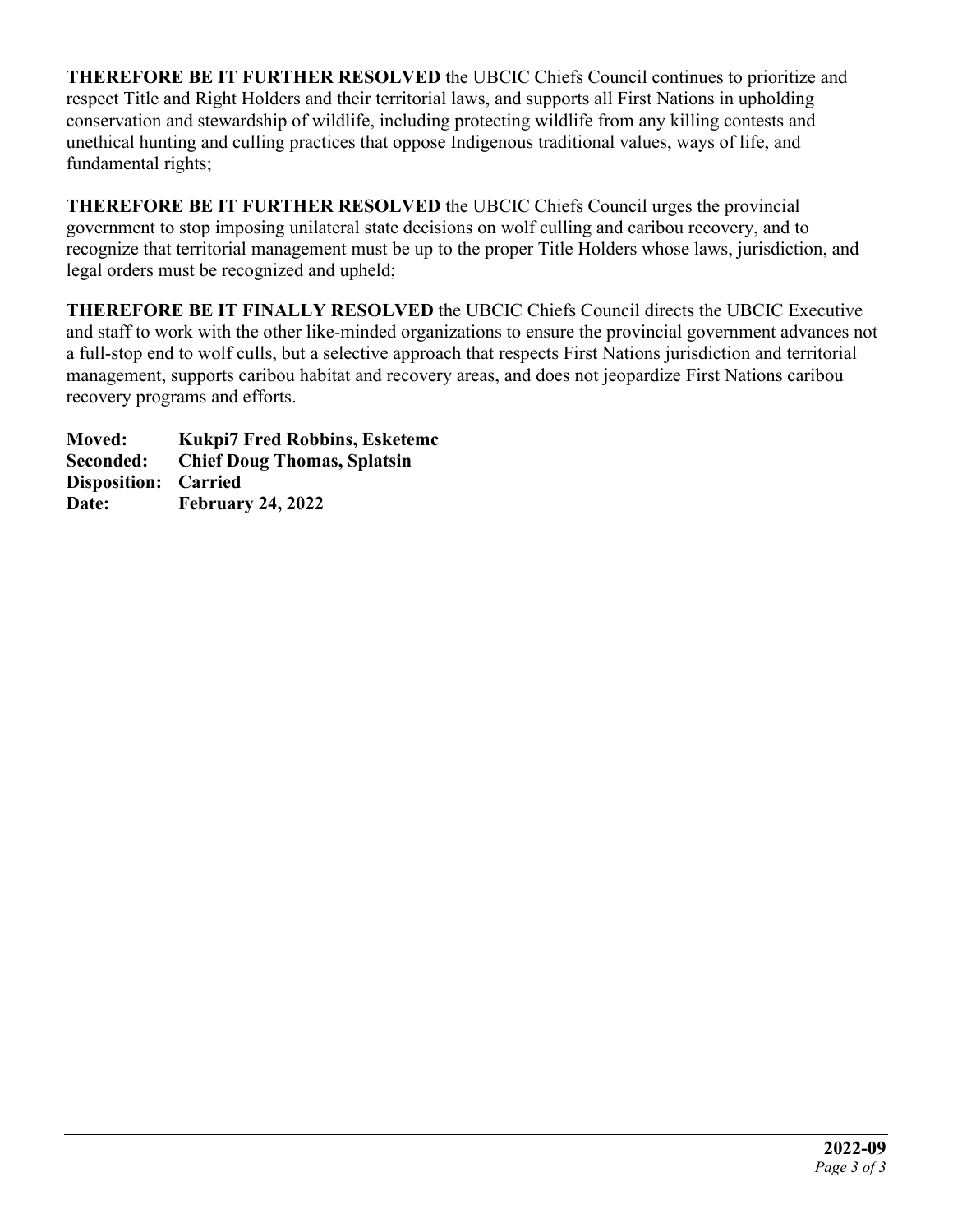**THEREFORE BE IT FURTHER RESOLVED** the UBCIC Chiefs Council continues to prioritize and respect Title and Right Holders and their territorial laws, and supports all First Nations in upholding conservation and stewardship of wildlife, including protecting wildlife from any killing contests and unethical hunting and culling practices that oppose Indigenous traditional values, ways of life, and fundamental rights;

**THEREFORE BE IT FURTHER RESOLVED** the UBCIC Chiefs Council urges the provincial government to stop imposing unilateral state decisions on wolf culling and caribou recovery, and to recognize that territorial management must be up to the proper Title Holders whose laws, jurisdiction, and legal orders must be recognized and upheld;

**THEREFORE BE IT FINALLY RESOLVED** the UBCIC Chiefs Council directs the UBCIC Executive and staff to work with the other like-minded organizations to ensure the provincial government advances not a full-stop end to wolf culls, but a selective approach that respects First Nations jurisdiction and territorial management, supports caribou habitat and recovery areas, and does not jeopardize First Nations caribou recovery programs and efforts.

**Moved:** **Kukpi7 Fred Robbins, Esketemc**
**Seconded:** **Chief Doug Thomas, Splatsin**
**Disposition:** **Carried**
**Date:** **February 24, 2022**

**2022-09**